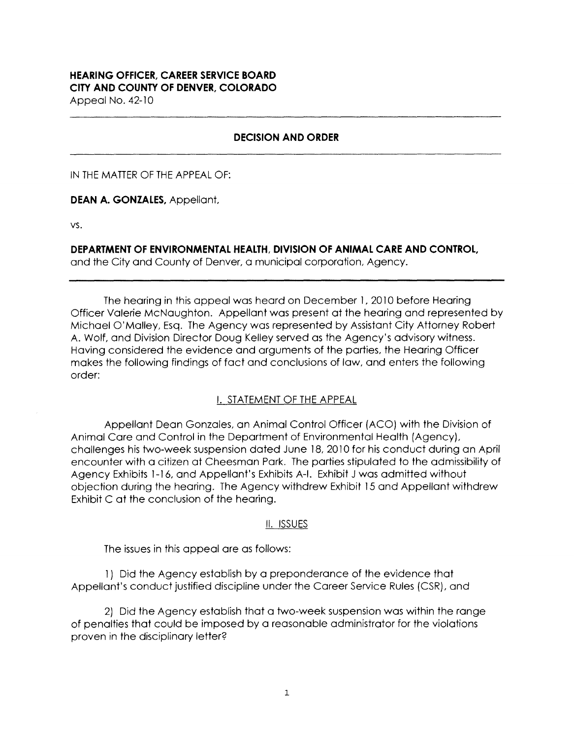**HEARING OFFICER, CAREER SERVICE BOARD**
**CITY AND COUNTY OF DENVER, COLORADO**
Appeal No. 42-10

---

## DECISION AND ORDER

---

IN THE MATTER OF THE APPEAL OF:

**DEAN A. GONZALES,** Appellant,

vs.

**DEPARTMENT OF ENVIRONMENTAL HEALTH, DIVISION OF ANIMAL CARE AND CONTROL,** and the City and County of Denver, a municipal corporation, Agency.

---

The hearing in this appeal was heard on December 1, 2010 before Hearing Officer Valerie McNaughton. Appellant was present at the hearing and represented by Michael O'Malley, Esq. The Agency was represented by Assistant City Attorney Robert A. Wolf, and Division Director Doug Kelley served as the Agency's advisory witness. Having considered the evidence and arguments of the parties, the Hearing Officer makes the following findings of fact and conclusions of law, and enters the following order:

### I. STATEMENT OF THE APPEAL

Appellant Dean Gonzales, an Animal Control Officer (ACO) with the Division of Animal Care and Control in the Department of Environmental Health (Agency), challenges his two-week suspension dated June 18, 2010 for his conduct during an April encounter with a citizen at Cheesman Park. The parties stipulated to the admissibility of Agency Exhibits 1-16, and Appellant's Exhibits A-I. Exhibit J was admitted without objection during the hearing. The Agency withdrew Exhibit 15 and Appellant withdrew Exhibit C at the conclusion of the hearing.

### II. ISSUES

The issues in this appeal are as follows:

1) Did the Agency establish by a preponderance of the evidence that Appellant's conduct justified discipline under the Career Service Rules (CSR), and

2) Did the Agency establish that a two-week suspension was within the range of penalties that could be imposed by a reasonable administrator for the violations proven in the disciplinary letter?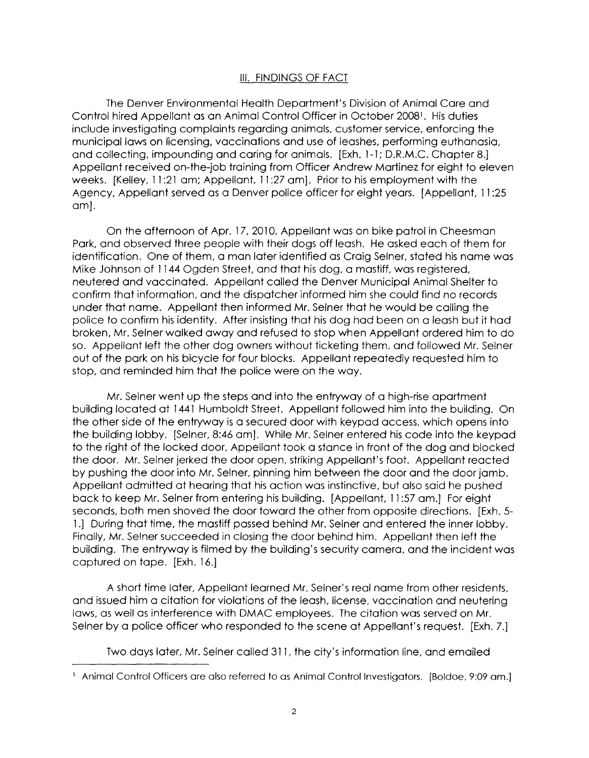## III. FINDINGS OF FACT

The Denver Environmental Health Department's Division of Animal Care and Control hired Appellant as an Animal Control Officer in October 2008[1]. His duties include investigating complaints regarding animals, customer service, enforcing the municipal laws on licensing, vaccinations and use of leashes, performing euthanasia, and collecting, impounding and caring for animals. [Exh. 1-1; D.R.M.C. Chapter 8.] Appellant received on-the-job training from Officer Andrew Martinez for eight to eleven weeks. [Kelley, 11:21 am; Appellant, 11:27 am]. Prior to his employment with the Agency, Appellant served as a Denver police officer for eight years. [Appellant, 11:25 am].

On the afternoon of Apr. 17, 2010, Appellant was on bike patrol in Cheesman Park, and observed three people with their dogs off leash. He asked each of them for identification. One of them, a man later identified as Craig Selner, stated his name was Mike Johnson of 1144 Ogden Street, and that his dog, a mastiff, was registered, neutered and vaccinated. Appellant called the Denver Municipal Animal Shelter to confirm that information, and the dispatcher informed him she could find no records under that name. Appellant then informed Mr. Selner that he would be calling the police to confirm his identity. After insisting that his dog had been on a leash but it had broken, Mr. Selner walked away and refused to stop when Appellant ordered him to do so. Appellant left the other dog owners without ticketing them, and followed Mr. Selner out of the park on his bicycle for four blocks. Appellant repeatedly requested him to stop, and reminded him that the police were on the way.

Mr. Selner went up the steps and into the entryway of a high-rise apartment building located at 1441 Humboldt Street. Appellant followed him into the building. On the other side of the entryway is a secured door with keypad access, which opens into the building lobby. [Selner, 8:46 am]. While Mr. Selner entered his code into the keypad to the right of the locked door, Appellant took a stance in front of the dog and blocked the door. Mr. Selner jerked the door open, striking Appellant's foot. Appellant reacted by pushing the door into Mr. Selner, pinning him between the door and the door jamb. Appellant admitted at hearing that his action was instinctive, but also said he pushed back to keep Mr. Selner from entering his building. [Appellant, 11:57 am.] For eight seconds, both men shoved the door toward the other from opposite directions. [Exh. 5-1.] During that time, the mastiff passed behind Mr. Selner and entered the inner lobby. Finally, Mr. Selner succeeded in closing the door behind him. Appellant then left the building. The entryway is filmed by the building's security camera, and the incident was captured on tape. [Exh. 16.]

A short time later, Appellant learned Mr. Selner's real name from other residents, and issued him a citation for violations of the leash, license, vaccination and neutering laws, as well as interference with DMAC employees. The citation was served on Mr. Selner by a police officer who responded to the scene at Appellant's request. [Exh. 7.]

Two days later, Mr. Selner called 311, the city's information line, and emailed

---

[1] Animal Control Officers are also referred to as Animal Control Investigators. [Boldoe, 9:09 am.]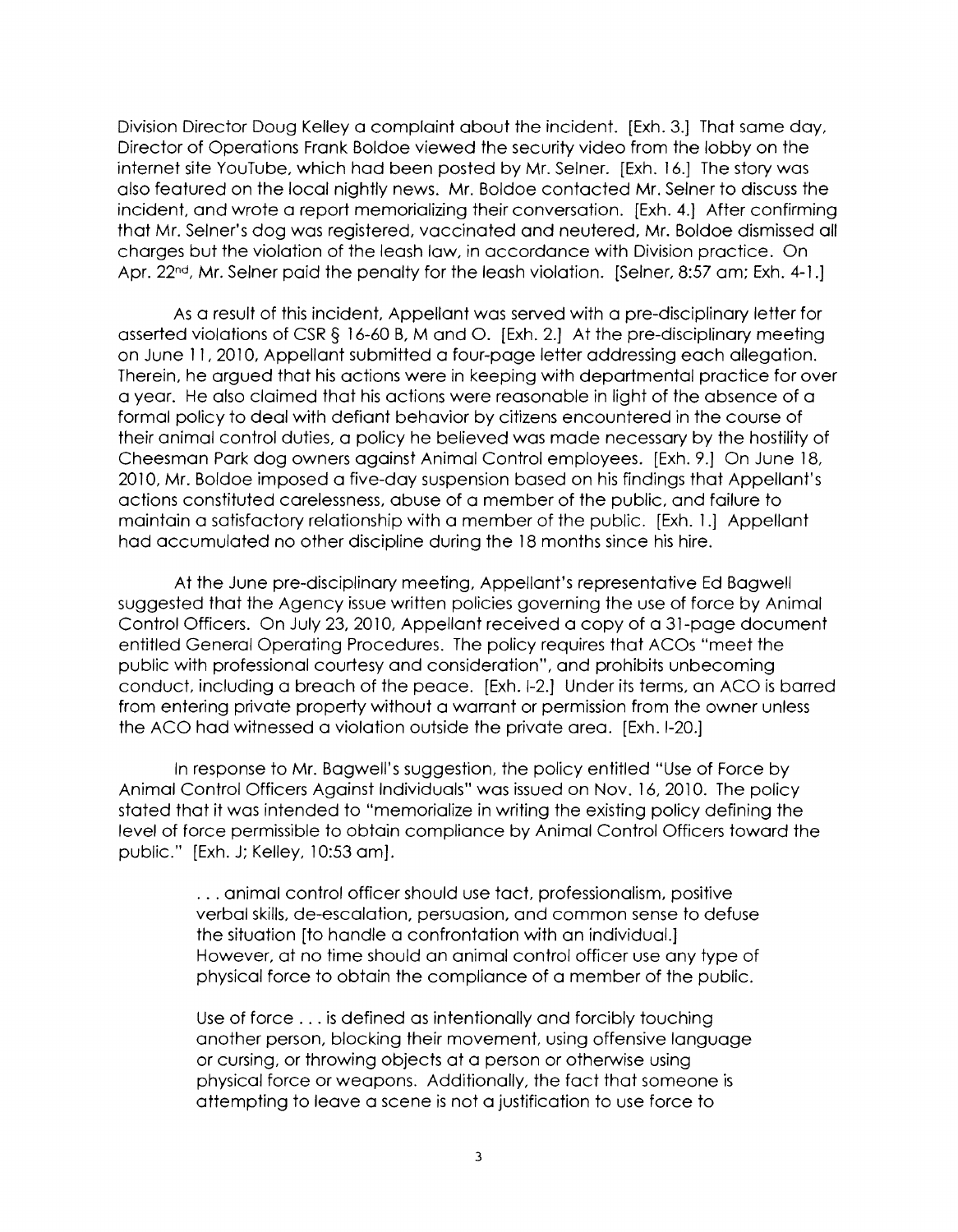Division Director Doug Kelley a complaint about the incident. [Exh. 3.] That same day, Director of Operations Frank Boldoe viewed the security video from the lobby on the internet site YouTube, which had been posted by Mr. Selner. [Exh. 16.] The story was also featured on the local nightly news. Mr. Boldoe contacted Mr. Selner to discuss the incident, and wrote a report memorializing their conversation. [Exh. 4.] After confirming that Mr. Selner's dog was registered, vaccinated and neutered, Mr. Boldoe dismissed all charges but the violation of the leash law, in accordance with Division practice. On Apr. 22nd, Mr. Selner paid the penalty for the leash violation. [Selner, 8:57 am; Exh. 4-1.]

As a result of this incident, Appellant was served with a pre-disciplinary letter for asserted violations of CSR § 16-60 B, M and O. [Exh. 2.] At the pre-disciplinary meeting on June 11, 2010, Appellant submitted a four-page letter addressing each allegation. Therein, he argued that his actions were in keeping with departmental practice for over a year. He also claimed that his actions were reasonable in light of the absence of a formal policy to deal with defiant behavior by citizens encountered in the course of their animal control duties, a policy he believed was made necessary by the hostility of Cheesman Park dog owners against Animal Control employees. [Exh. 9.] On June 18, 2010, Mr. Boldoe imposed a five-day suspension based on his findings that Appellant's actions constituted carelessness, abuse of a member of the public, and failure to maintain a satisfactory relationship with a member of the public. [Exh. 1.] Appellant had accumulated no other discipline during the 18 months since his hire.

At the June pre-disciplinary meeting, Appellant's representative Ed Bagwell suggested that the Agency issue written policies governing the use of force by Animal Control Officers. On July 23, 2010, Appellant received a copy of a 31-page document entitled General Operating Procedures. The policy requires that ACOs "meet the public with professional courtesy and consideration", and prohibits unbecoming conduct, including a breach of the peace. [Exh. I-2.] Under its terms, an ACO is barred from entering private property without a warrant or permission from the owner unless the ACO had witnessed a violation outside the private area. [Exh. I-20.]

In response to Mr. Bagwell's suggestion, the policy entitled "Use of Force by Animal Control Officers Against Individuals" was issued on Nov. 16, 2010. The policy stated that it was intended to "memorialize in writing the existing policy defining the level of force permissible to obtain compliance by Animal Control Officers toward the public." [Exh. J; Kelley, 10:53 am].

> . . . animal control officer should use tact, professionalism, positive verbal skills, de-escalation, persuasion, and common sense to defuse the situation [to handle a confrontation with an individual.] However, at no time should an animal control officer use any type of physical force to obtain the compliance of a member of the public.
>
> Use of force . . . is defined as intentionally and forcibly touching another person, blocking their movement, using offensive language or cursing, or throwing objects at a person or otherwise using physical force or weapons. Additionally, the fact that someone is attempting to leave a scene is not a justification to use force to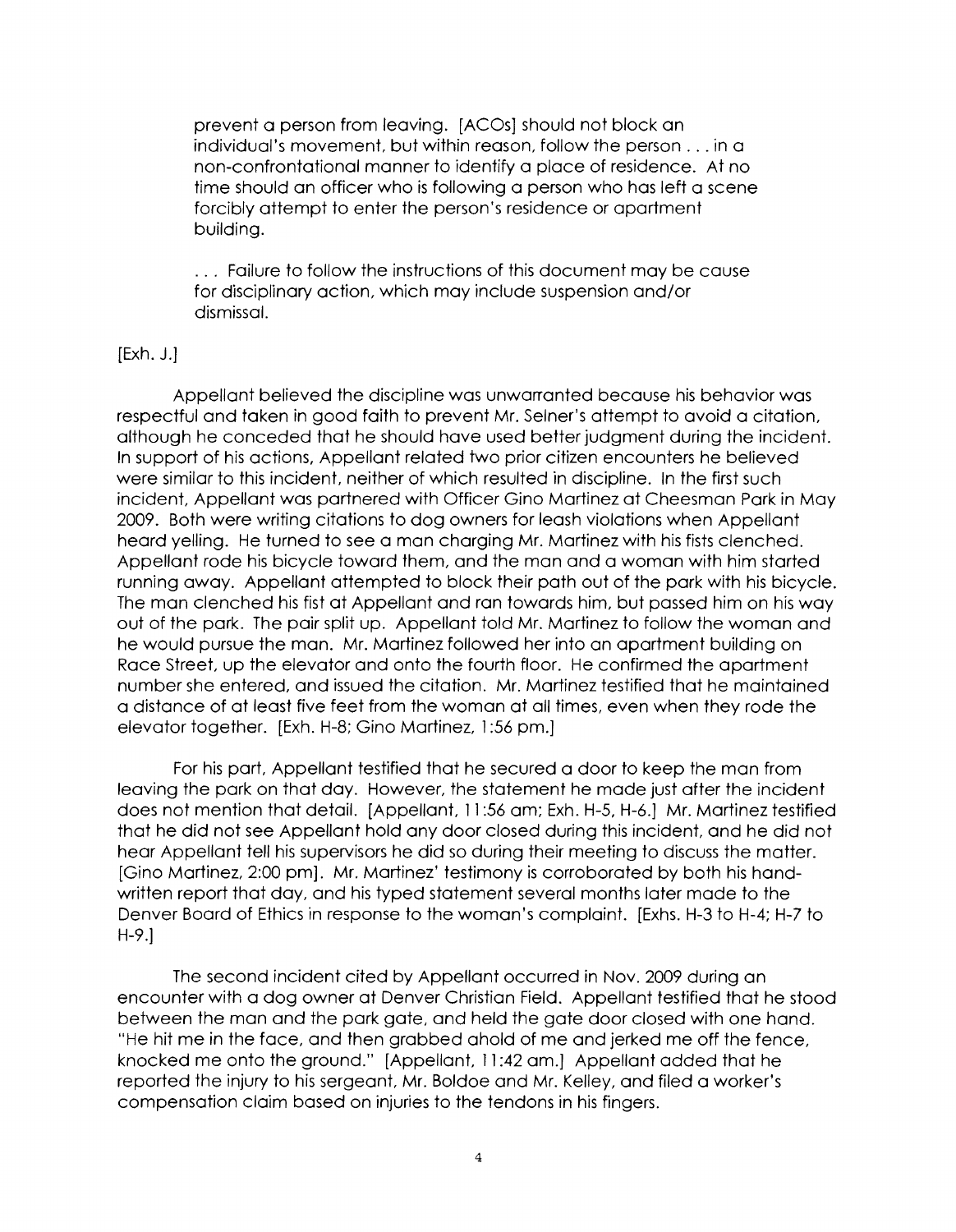> prevent a person from leaving. [ACOs] should not block an individual's movement, but within reason, follow the person . . . in a non-confrontational manner to identify a place of residence. At no time should an officer who is following a person who has left a scene forcibly attempt to enter the person's residence or apartment building.
>
> . . . Failure to follow the instructions of this document may be cause for disciplinary action, which may include suspension and/or dismissal.

[Exh. J.]

Appellant believed the discipline was unwarranted because his behavior was respectful and taken in good faith to prevent Mr. Selner's attempt to avoid a citation, although he conceded that he should have used better judgment during the incident. In support of his actions, Appellant related two prior citizen encounters he believed were similar to this incident, neither of which resulted in discipline. In the first such incident, Appellant was partnered with Officer Gino Martinez at Cheesman Park in May 2009. Both were writing citations to dog owners for leash violations when Appellant heard yelling. He turned to see a man charging Mr. Martinez with his fists clenched. Appellant rode his bicycle toward them, and the man and a woman with him started running away. Appellant attempted to block their path out of the park with his bicycle. The man clenched his fist at Appellant and ran towards him, but passed him on his way out of the park. The pair split up. Appellant told Mr. Martinez to follow the woman and he would pursue the man. Mr. Martinez followed her into an apartment building on Race Street, up the elevator and onto the fourth floor. He confirmed the apartment number she entered, and issued the citation. Mr. Martinez testified that he maintained a distance of at least five feet from the woman at all times, even when they rode the elevator together. [Exh. H-8; Gino Martinez, 1:56 pm.]

For his part, Appellant testified that he secured a door to keep the man from leaving the park on that day. However, the statement he made just after the incident does not mention that detail. [Appellant, 11:56 am; Exh. H-5, H-6.] Mr. Martinez testified that he did not see Appellant hold any door closed during this incident, and he did not hear Appellant tell his supervisors he did so during their meeting to discuss the matter. [Gino Martinez, 2:00 pm]. Mr. Martinez' testimony is corroborated by both his hand-written report that day, and his typed statement several months later made to the Denver Board of Ethics in response to the woman's complaint. [Exhs. H-3 to H-4; H-7 to H-9.]

The second incident cited by Appellant occurred in Nov. 2009 during an encounter with a dog owner at Denver Christian Field. Appellant testified that he stood between the man and the park gate, and held the gate door closed with one hand. "He hit me in the face, and then grabbed ahold of me and jerked me off the fence, knocked me onto the ground." [Appellant, 11:42 am.] Appellant added that he reported the injury to his sergeant, Mr. Boldoe and Mr. Kelley, and filed a worker's compensation claim based on injuries to the tendons in his fingers.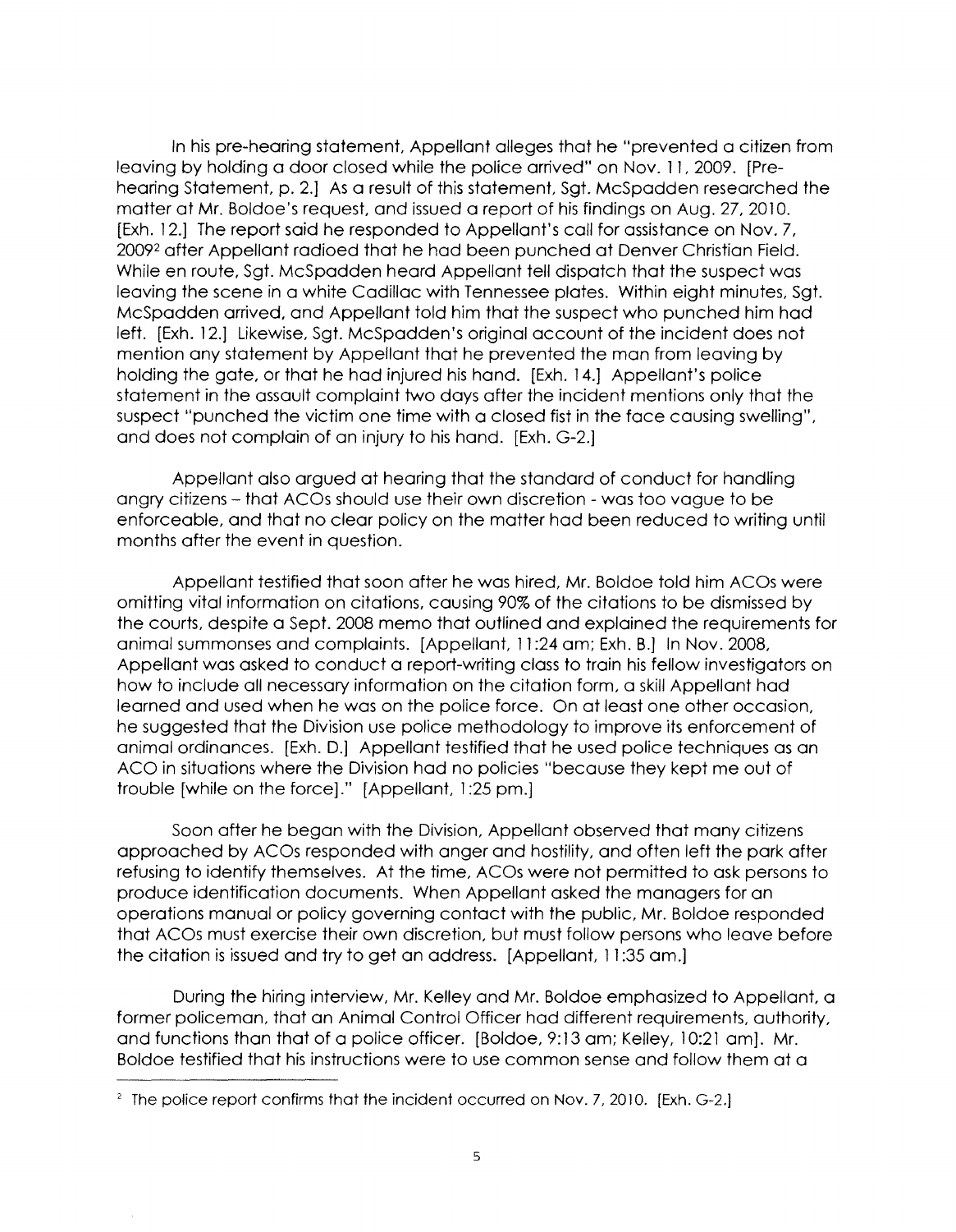In his pre-hearing statement, Appellant alleges that he "prevented a citizen from leaving by holding a door closed while the police arrived" on Nov. 11, 2009. [Pre-hearing Statement, p. 2.] As a result of this statement, Sgt. McSpadden researched the matter at Mr. Boldoe's request, and issued a report of his findings on Aug. 27, 2010. [Exh. 12.] The report said he responded to Appellant's call for assistance on Nov. 7, 2009[2] after Appellant radioed that he had been punched at Denver Christian Field. While en route, Sgt. McSpadden heard Appellant tell dispatch that the suspect was leaving the scene in a white Cadillac with Tennessee plates. Within eight minutes, Sgt. McSpadden arrived, and Appellant told him that the suspect who punched him had left. [Exh. 12.] Likewise, Sgt. McSpadden's original account of the incident does not mention any statement by Appellant that he prevented the man from leaving by holding the gate, or that he had injured his hand. [Exh. 14.] Appellant's police statement in the assault complaint two days after the incident mentions only that the suspect "punched the victim one time with a closed fist in the face causing swelling", and does not complain of an injury to his hand. [Exh. G-2.]

Appellant also argued at hearing that the standard of conduct for handling angry citizens – that ACOs should use their own discretion - was too vague to be enforceable, and that no clear policy on the matter had been reduced to writing until months after the event in question.

Appellant testified that soon after he was hired, Mr. Boldoe told him ACOs were omitting vital information on citations, causing 90% of the citations to be dismissed by the courts, despite a Sept. 2008 memo that outlined and explained the requirements for animal summonses and complaints. [Appellant, 11:24 am; Exh. B.] In Nov. 2008, Appellant was asked to conduct a report-writing class to train his fellow investigators on how to include all necessary information on the citation form, a skill Appellant had learned and used when he was on the police force. On at least one other occasion, he suggested that the Division use police methodology to improve its enforcement of animal ordinances. [Exh. D.] Appellant testified that he used police techniques as an ACO in situations where the Division had no policies "because they kept me out of trouble [while on the force]." [Appellant, 1:25 pm.]

Soon after he began with the Division, Appellant observed that many citizens approached by ACOs responded with anger and hostility, and often left the park after refusing to identify themselves. At the time, ACOs were not permitted to ask persons to produce identification documents. When Appellant asked the managers for an operations manual or policy governing contact with the public, Mr. Boldoe responded that ACOs must exercise their own discretion, but must follow persons who leave before the citation is issued and try to get an address. [Appellant, 11:35 am.]

During the hiring interview, Mr. Kelley and Mr. Boldoe emphasized to Appellant, a former policeman, that an Animal Control Officer had different requirements, authority, and functions than that of a police officer. [Boldoe, 9:13 am; Kelley, 10:21 am]. Mr. Boldoe testified that his instructions were to use common sense and follow them at a

[2] The police report confirms that the incident occurred on Nov. 7, 2010. [Exh. G-2.]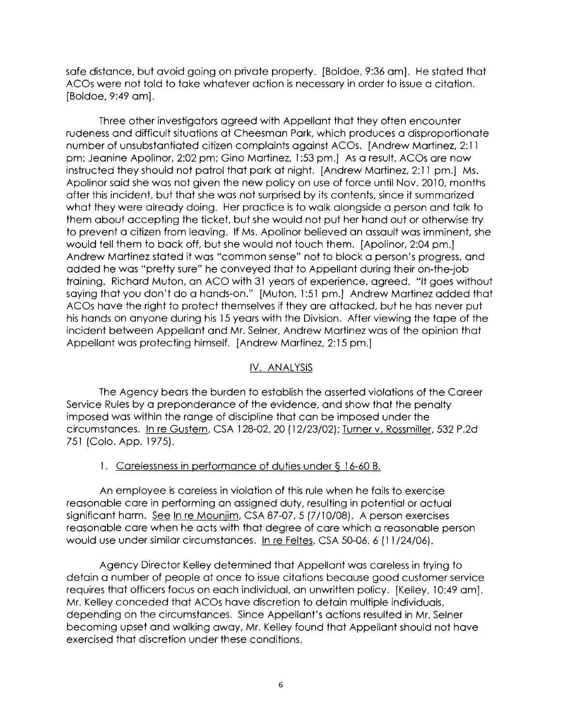safe distance, but avoid going on private property. [Boldoe, 9:36 am]. He stated that ACOs were not told to take whatever action is necessary in order to issue a citation. [Boldoe, 9:49 am].

Three other investigators agreed with Appellant that they often encounter rudeness and difficult situations at Cheesman Park, which produces a disproportionate number of unsubstantiated citizen complaints against ACOs. [Andrew Martinez, 2:11 pm; Jeanine Apolinor, 2:02 pm; Gino Martinez, 1:53 pm.] As a result, ACOs are now instructed they should not patrol that park at night. [Andrew Martinez, 2:11 pm.] Ms. Apolinor said she was not given the new policy on use of force until Nov. 2010, months after this incident, but that she was not surprised by its contents, since it summarized what they were already doing. Her practice is to walk alongside a person and talk to them about accepting the ticket, but she would not put her hand out or otherwise try to prevent a citizen from leaving. If Ms. Apolinor believed an assault was imminent, she would tell them to back off, but she would not touch them. [Apolinor, 2:04 pm.] Andrew Martinez stated it was "common sense" not to block a person's progress, and added he was "pretty sure" he conveyed that to Appellant during their on-the-job training. Richard Muton, an ACO with 31 years of experience, agreed. "It goes without saying that you don't do a hands-on." [Muton, 1:51 pm.] Andrew Martinez added that ACOs have the right to protect themselves if they are attacked, but he has never put his hands on anyone during his 15 years with the Division. After viewing the tape of the incident between Appellant and Mr. Selner, Andrew Martinez was of the opinion that Appellant was protecting himself. [Andrew Martinez, 2:15 pm.]

## IV. ANALYSIS

The Agency bears the burden to establish the asserted violations of the Career Service Rules by a preponderance of the evidence, and show that the penalty imposed was within the range of discipline that can be imposed under the circumstances. In re Gustern, CSA 128-02, 20 (12/23/02); Turner v. Rossmiller, 532 P.2d 751 (Colo. App. 1975).

### 1. Carelessness in performance of duties under § 16-60 B.

An employee is careless in violation of this rule when he fails to exercise reasonable care in performing an assigned duty, resulting in potential or actual significant harm. See In re Mounjim, CSA 87-07, 5 (7/10/08). A person exercises reasonable care when he acts with that degree of care which a reasonable person would use under similar circumstances. In re Feltes, CSA 50-06, 6 (11/24/06).

Agency Director Kelley determined that Appellant was careless in trying to detain a number of people at once to issue citations because good customer service requires that officers focus on each individual, an unwritten policy. [Kelley, 10:49 am]. Mr. Kelley conceded that ACOs have discretion to detain multiple individuals, depending on the circumstances. Since Appellant's actions resulted in Mr. Selner becoming upset and walking away, Mr. Kelley found that Appellant should not have exercised that discretion under these conditions.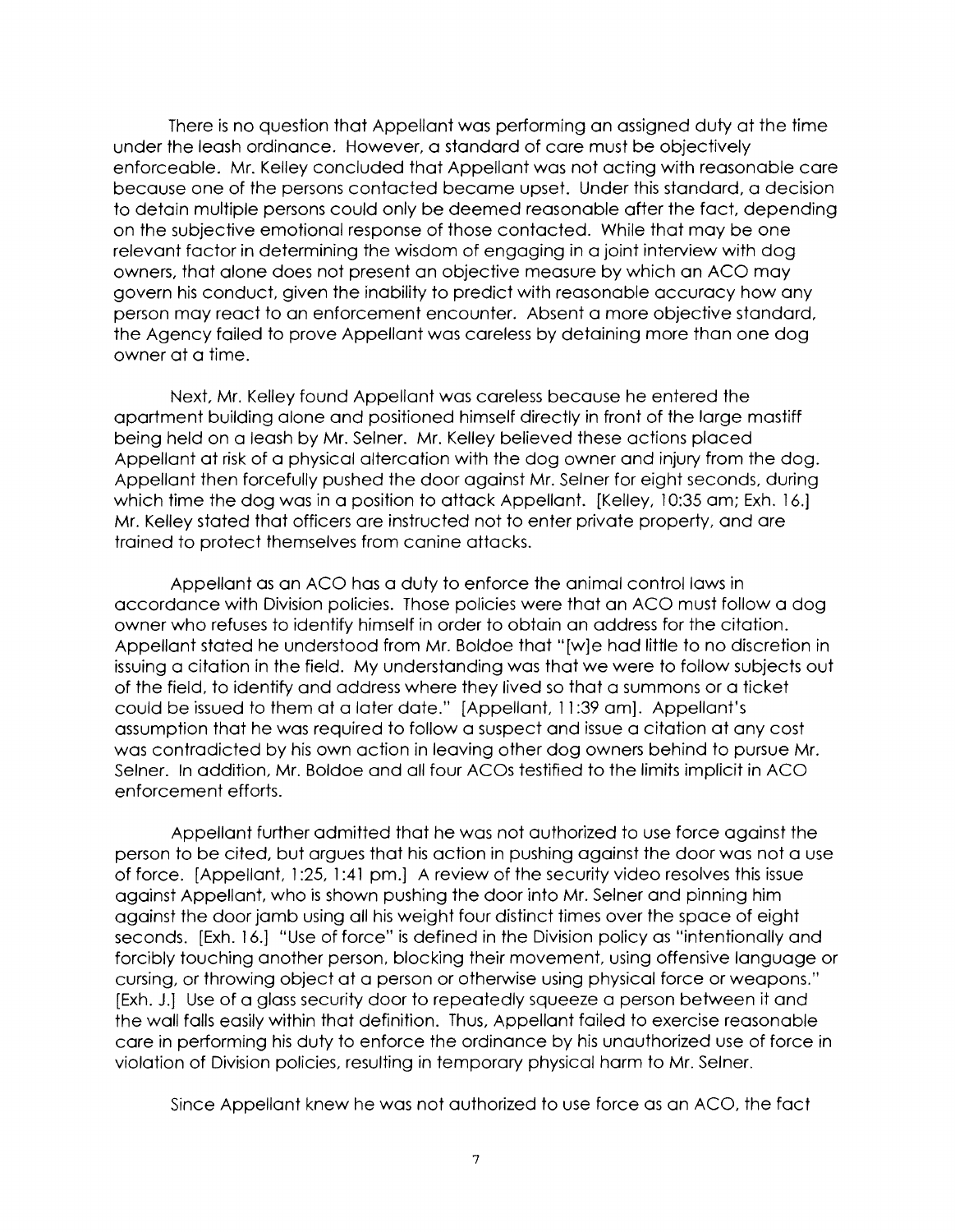There is no question that Appellant was performing an assigned duty at the time under the leash ordinance. However, a standard of care must be objectively enforceable. Mr. Kelley concluded that Appellant was not acting with reasonable care because one of the persons contacted became upset. Under this standard, a decision to detain multiple persons could only be deemed reasonable after the fact, depending on the subjective emotional response of those contacted. While that may be one relevant factor in determining the wisdom of engaging in a joint interview with dog owners, that alone does not present an objective measure by which an ACO may govern his conduct, given the inability to predict with reasonable accuracy how any person may react to an enforcement encounter. Absent a more objective standard, the Agency failed to prove Appellant was careless by detaining more than one dog owner at a time.

Next, Mr. Kelley found Appellant was careless because he entered the apartment building alone and positioned himself directly in front of the large mastiff being held on a leash by Mr. Selner. Mr. Kelley believed these actions placed Appellant at risk of a physical altercation with the dog owner and injury from the dog. Appellant then forcefully pushed the door against Mr. Selner for eight seconds, during which time the dog was in a position to attack Appellant. [Kelley, 10:35 am; Exh. 16.] Mr. Kelley stated that officers are instructed not to enter private property, and are trained to protect themselves from canine attacks.

Appellant as an ACO has a duty to enforce the animal control laws in accordance with Division policies. Those policies were that an ACO must follow a dog owner who refuses to identify himself in order to obtain an address for the citation. Appellant stated he understood from Mr. Boldoe that "[w]e had little to no discretion in issuing a citation in the field. My understanding was that we were to follow subjects out of the field, to identify and address where they lived so that a summons or a ticket could be issued to them at a later date." [Appellant, 11:39 am]. Appellant's assumption that he was required to follow a suspect and issue a citation at any cost was contradicted by his own action in leaving other dog owners behind to pursue Mr. Selner. In addition, Mr. Boldoe and all four ACOs testified to the limits implicit in ACO enforcement efforts.

Appellant further admitted that he was not authorized to use force against the person to be cited, but argues that his action in pushing against the door was not a use of force. [Appellant, 1:25, 1:41 pm.] A review of the security video resolves this issue against Appellant, who is shown pushing the door into Mr. Selner and pinning him against the door jamb using all his weight four distinct times over the space of eight seconds. [Exh. 16.] "Use of force" is defined in the Division policy as "intentionally and forcibly touching another person, blocking their movement, using offensive language or cursing, or throwing object at a person or otherwise using physical force or weapons." [Exh. J.] Use of a glass security door to repeatedly squeeze a person between it and the wall falls easily within that definition. Thus, Appellant failed to exercise reasonable care in performing his duty to enforce the ordinance by his unauthorized use of force in violation of Division policies, resulting in temporary physical harm to Mr. Selner.

Since Appellant knew he was not authorized to use force as an ACO, the fact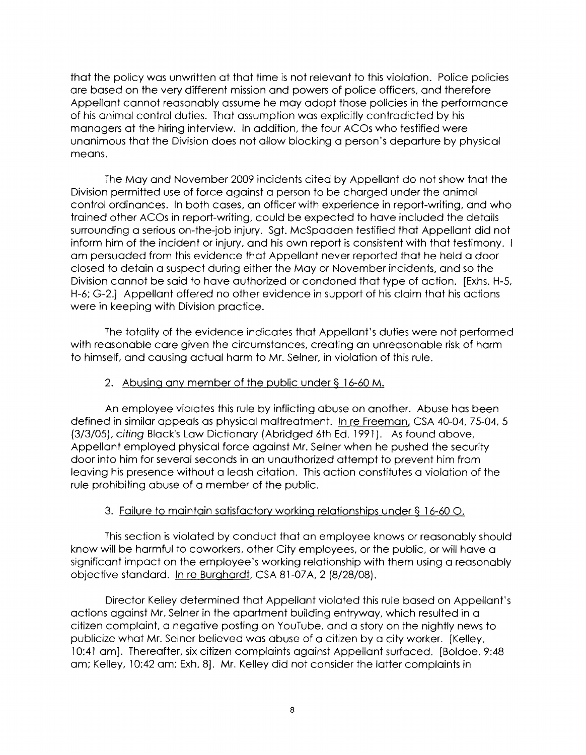that the policy was unwritten at that time is not relevant to this violation. Police policies are based on the very different mission and powers of police officers, and therefore Appellant cannot reasonably assume he may adopt those policies in the performance of his animal control duties. That assumption was explicitly contradicted by his managers at the hiring interview. In addition, the four ACOs who testified were unanimous that the Division does not allow blocking a person's departure by physical means.

The May and November 2009 incidents cited by Appellant do not show that the Division permitted use of force against a person to be charged under the animal control ordinances. In both cases, an officer with experience in report-writing, and who trained other ACOs in report-writing, could be expected to have included the details surrounding a serious on-the-job injury. Sgt. McSpadden testified that Appellant did not inform him of the incident or injury, and his own report is consistent with that testimony. I am persuaded from this evidence that Appellant never reported that he held a door closed to detain a suspect during either the May or November incidents, and so the Division cannot be said to have authorized or condoned that type of action. [Exhs. H-5, H-6; G-2.] Appellant offered no other evidence in support of his claim that his actions were in keeping with Division practice.

The totality of the evidence indicates that Appellant's duties were not performed with reasonable care given the circumstances, creating an unreasonable risk of harm to himself, and causing actual harm to Mr. Selner, in violation of this rule.

2. Abusing any member of the public under § 16-60 M.

An employee violates this rule by inflicting abuse on another. Abuse has been defined in similar appeals as physical maltreatment. In re Freeman, CSA 40-04, 75-04, 5 (3/3/05), *citing* Black's Law Dictionary (Abridged 6th Ed. 1991). As found above, Appellant employed physical force against Mr. Selner when he pushed the security door into him for several seconds in an unauthorized attempt to prevent him from leaving his presence without a leash citation. This action constitutes a violation of the rule prohibiting abuse of a member of the public.

3. Failure to maintain satisfactory working relationships under § 16-60 O.

This section is violated by conduct that an employee knows or reasonably should know will be harmful to coworkers, other City employees, or the public, or will have a significant impact on the employee's working relationship with them using a reasonably objective standard. In re Burghardt, CSA 81-07A, 2 (8/28/08).

Director Kelley determined that Appellant violated this rule based on Appellant's actions against Mr. Selner in the apartment building entryway, which resulted in a citizen complaint, a negative posting on YouTube, and a story on the nightly news to publicize what Mr. Selner believed was abuse of a citizen by a city worker. [Kelley, 10:41 am]. Thereafter, six citizen complaints against Appellant surfaced. [Boldoe, 9:48 am; Kelley, 10:42 am; Exh. 8]. Mr. Kelley did not consider the latter complaints in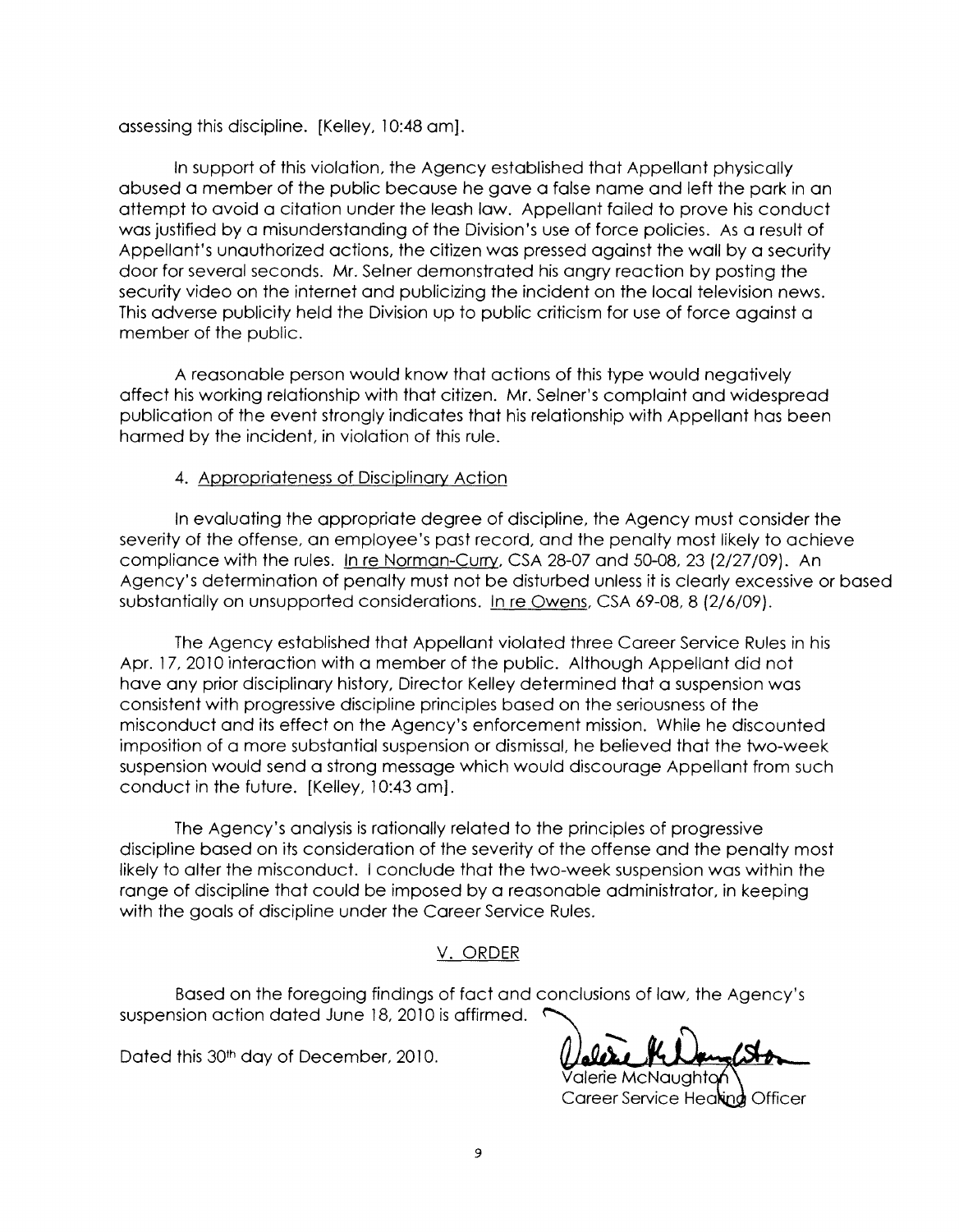assessing this discipline. [Kelley, 10:48 am].

In support of this violation, the Agency established that Appellant physically abused a member of the public because he gave a false name and left the park in an attempt to avoid a citation under the leash law. Appellant failed to prove his conduct was justified by a misunderstanding of the Division's use of force policies. As a result of Appellant's unauthorized actions, the citizen was pressed against the wall by a security door for several seconds. Mr. Selner demonstrated his angry reaction by posting the security video on the internet and publicizing the incident on the local television news. This adverse publicity held the Division up to public criticism for use of force against a member of the public.

A reasonable person would know that actions of this type would negatively affect his working relationship with that citizen. Mr. Selner's complaint and widespread publication of the event strongly indicates that his relationship with Appellant has been harmed by the incident, in violation of this rule.

### 4. Appropriateness of Disciplinary Action

In evaluating the appropriate degree of discipline, the Agency must consider the severity of the offense, an employee's past record, and the penalty most likely to achieve compliance with the rules. In re Norman-Curry, CSA 28-07 and 50-08, 23 (2/27/09). An Agency's determination of penalty must not be disturbed unless it is clearly excessive or based substantially on unsupported considerations. In re Owens, CSA 69-08, 8 (2/6/09).

The Agency established that Appellant violated three Career Service Rules in his Apr. 17, 2010 interaction with a member of the public. Although Appellant did not have any prior disciplinary history, Director Kelley determined that a suspension was consistent with progressive discipline principles based on the seriousness of the misconduct and its effect on the Agency's enforcement mission. While he discounted imposition of a more substantial suspension or dismissal, he believed that the two-week suspension would send a strong message which would discourage Appellant from such conduct in the future. [Kelley, 10:43 am].

The Agency's analysis is rationally related to the principles of progressive discipline based on its consideration of the severity of the offense and the penalty most likely to alter the misconduct. I conclude that the two-week suspension was within the range of discipline that could be imposed by a reasonable administrator, in keeping with the goals of discipline under the Career Service Rules.

## V. ORDER

Based on the foregoing findings of fact and conclusions of law, the Agency's suspension action dated June 18, 2010 is affirmed.

Dated this 30th day of December, 2010.

Valerie McNaughton
Career Service Hearing Officer